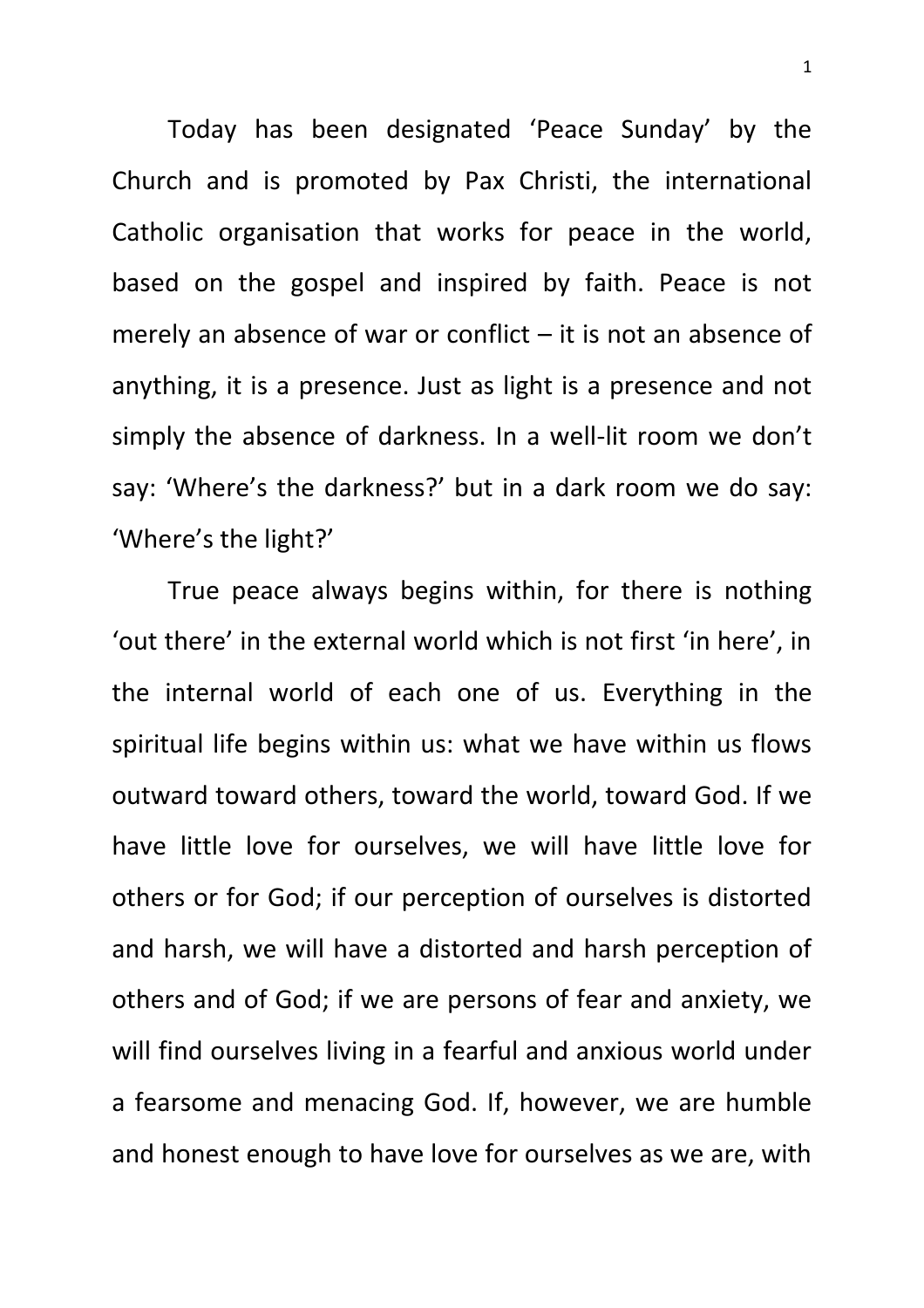Today has been designated ‘Peace Sunday’ by the Church and is promoted by Pax Christi, the international Catholic organisation that works for peace in the world, based on the gospel and inspired by faith. Peace is not merely an absence of war or conflict – it is not an absence of anything, it is a presence. Just as light is a presence and not simply the absence of darkness. In a well-lit room we don’t say: ‘Where’s the darkness?’ but in a dark room we do say: ‘Where’s the light?’

True peace always begins within, for there is nothing ‘out there’ in the external world which is not first ‘in here’, in the internal world of each one of us. Everything in the spiritual life begins within us: what we have within us flows outward toward others, toward the world, toward God. If we have little love for ourselves, we will have little love for others or for God; if our perception of ourselves is distorted and harsh, we will have a distorted and harsh perception of others and of God; if we are persons of fear and anxiety, we will find ourselves living in a fearful and anxious world under a fearsome and menacing God. If, however, we are humble and honest enough to have love for ourselves as we are, with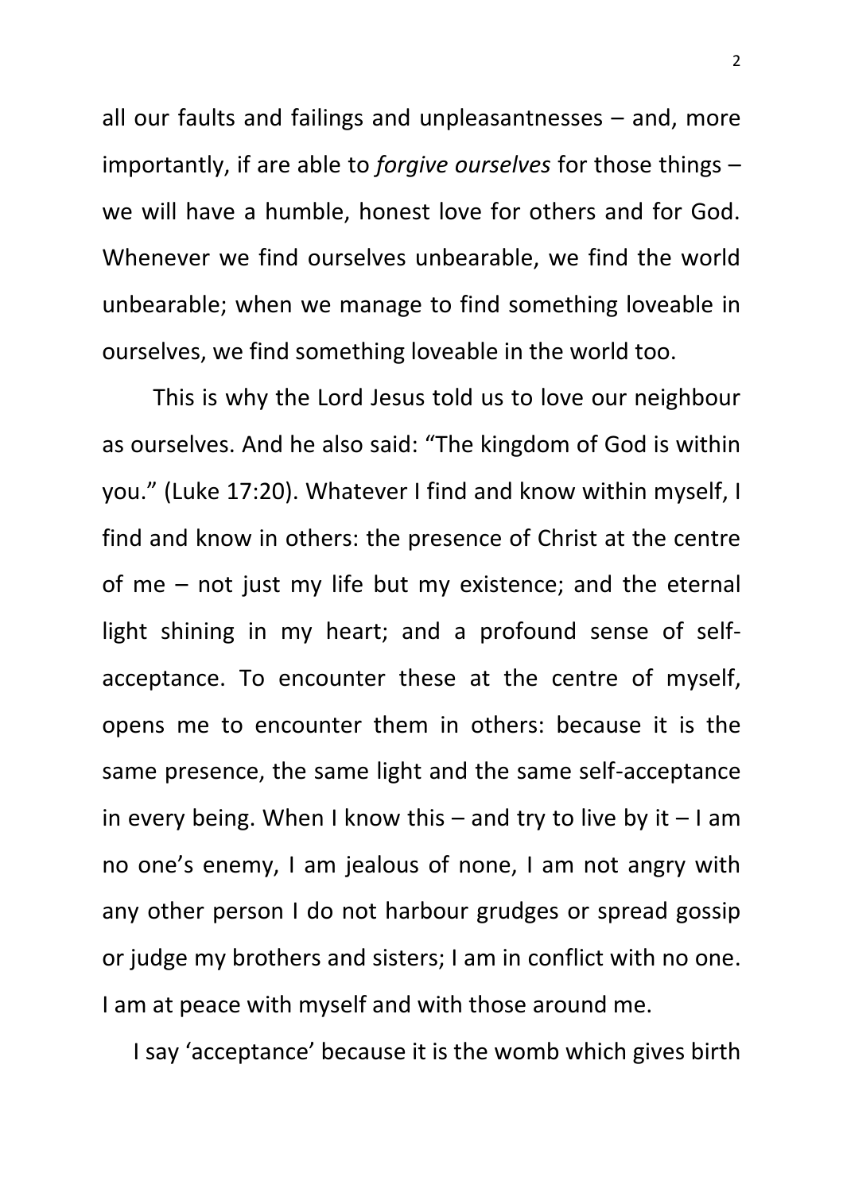all our faults and failings and unpleasantnesses – and, more importantly, if are able to *forgive ourselves* for those things – we will have a humble, honest love for others and for God. Whenever we find ourselves unbearable, we find the world unbearable; when we manage to find something loveable in ourselves, we find something loveable in the world too.

This is why the Lord Jesus told us to love our neighbour as ourselves. And he also said: "The kingdom of God is within you." (Luke 17:20). Whatever I find and know within myself, I find and know in others: the presence of Christ at the centre of me – not just my life but my existence; and the eternal light shining in my heart; and a profound sense of self-acceptance. To encounter these at the centre of myself, opens me to encounter them in others: because it is the same presence, the same light and the same self-acceptance in every being. When I know this – and try to live by it – I am no one's enemy, I am jealous of none, I am not angry with any other person I do not harbour grudges or spread gossip or judge my brothers and sisters; I am in conflict with no one. I am at peace with myself and with those around me.

I say 'acceptance' because it is the womb which gives birth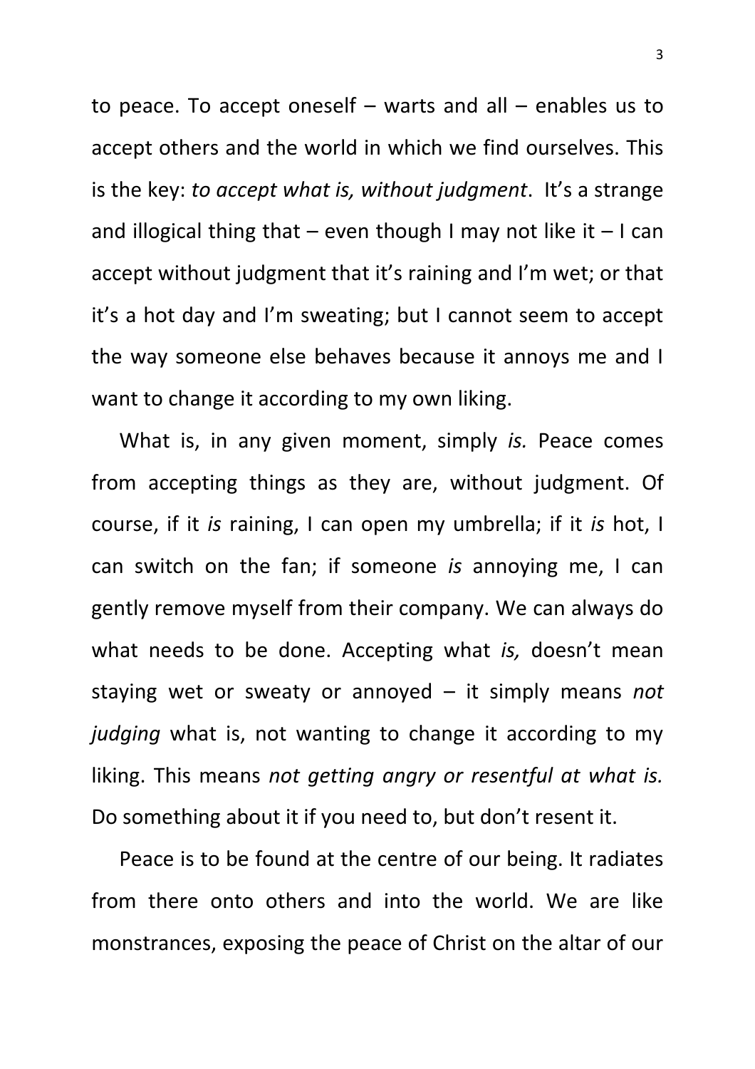to peace. To accept oneself – warts and all – enables us to accept others and the world in which we find ourselves. This is the key: *to accept what is, without judgment*. It's a strange and illogical thing that – even though I may not like it – I can accept without judgment that it's raining and I'm wet; or that it's a hot day and I'm sweating; but I cannot seem to accept the way someone else behaves because it annoys me and I want to change it according to my own liking.

What is, in any given moment, simply *is.* Peace comes from accepting things as they are, without judgment. Of course, if it *is* raining, I can open my umbrella; if it *is* hot, I can switch on the fan; if someone *is* annoying me, I can gently remove myself from their company. We can always do what needs to be done. Accepting what *is,* doesn't mean staying wet or sweaty or annoyed – it simply means *not judging* what is, not wanting to change it according to my liking. This means *not getting angry or resentful at what is.* Do something about it if you need to, but don't resent it.

Peace is to be found at the centre of our being. It radiates from there onto others and into the world. We are like monstrances, exposing the peace of Christ on the altar of our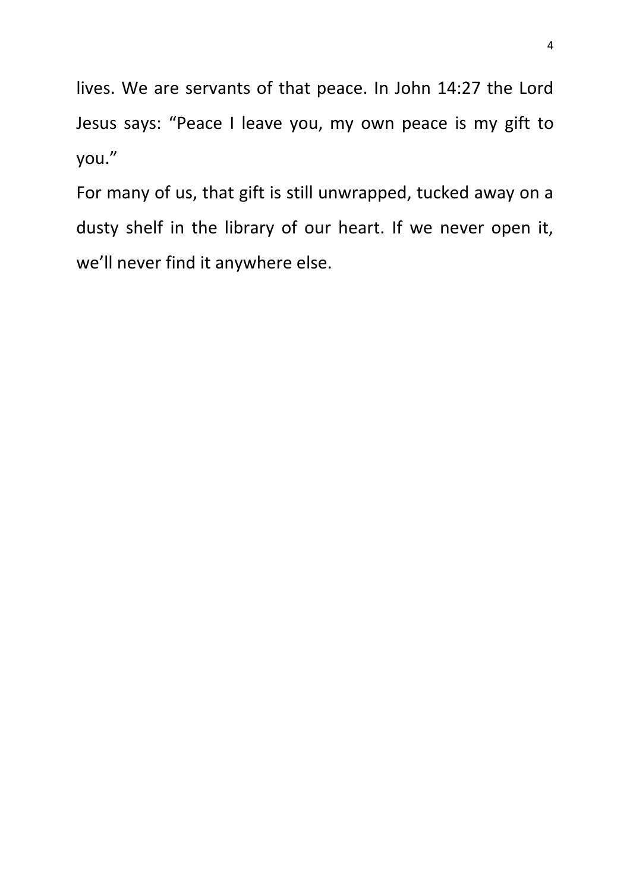lives. We are servants of that peace. In John 14:27 the Lord Jesus says: "Peace I leave you, my own peace is my gift to you."

For many of us, that gift is still unwrapped, tucked away on a dusty shelf in the library of our heart. If we never open it, we'll never find it anywhere else.